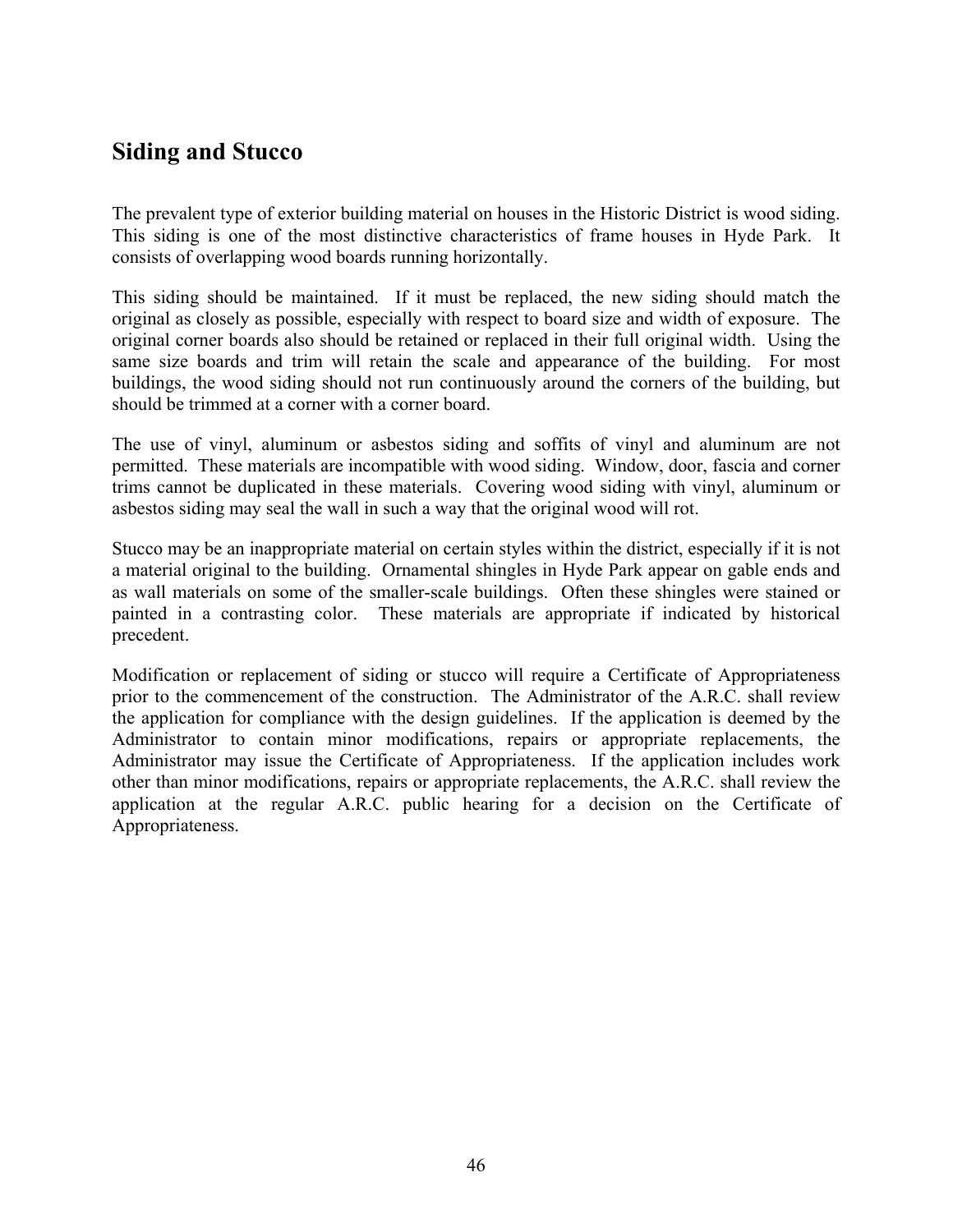## Siding and Stucco

The prevalent type of exterior building material on houses in the Historic District is wood siding. This siding is one of the most distinctive characteristics of frame houses in Hyde Park. It consists of overlapping wood boards running horizontally.

This siding should be maintained. If it must be replaced, the new siding should match the original as closely as possible, especially with respect to board size and width of exposure. The original corner boards also should be retained or replaced in their full original width. Using the same size boards and trim will retain the scale and appearance of the building. For most buildings, the wood siding should not run continuously around the corners of the building, but should be trimmed at a corner with a corner board.

The use of vinyl, aluminum or asbestos siding and soffits of vinyl and aluminum are not permitted. These materials are incompatible with wood siding. Window, door, fascia and corner trims cannot be duplicated in these materials. Covering wood siding with vinyl, aluminum or asbestos siding may seal the wall in such a way that the original wood will rot.

Stucco may be an inappropriate material on certain styles within the district, especially if it is not a material original to the building. Ornamental shingles in Hyde Park appear on gable ends and as wall materials on some of the smaller-scale buildings. Often these shingles were stained or painted in a contrasting color. These materials are appropriate if indicated by historical precedent.

Modification or replacement of siding or stucco will require a Certificate of Appropriateness prior to the commencement of the construction. The Administrator of the A.R.C. shall review the application for compliance with the design guidelines. If the application is deemed by the Administrator to contain minor modifications, repairs or appropriate replacements, the Administrator may issue the Certificate of Appropriateness. If the application includes work other than minor modifications, repairs or appropriate replacements, the A.R.C. shall review the application at the regular A.R.C. public hearing for a decision on the Certificate of Appropriateness.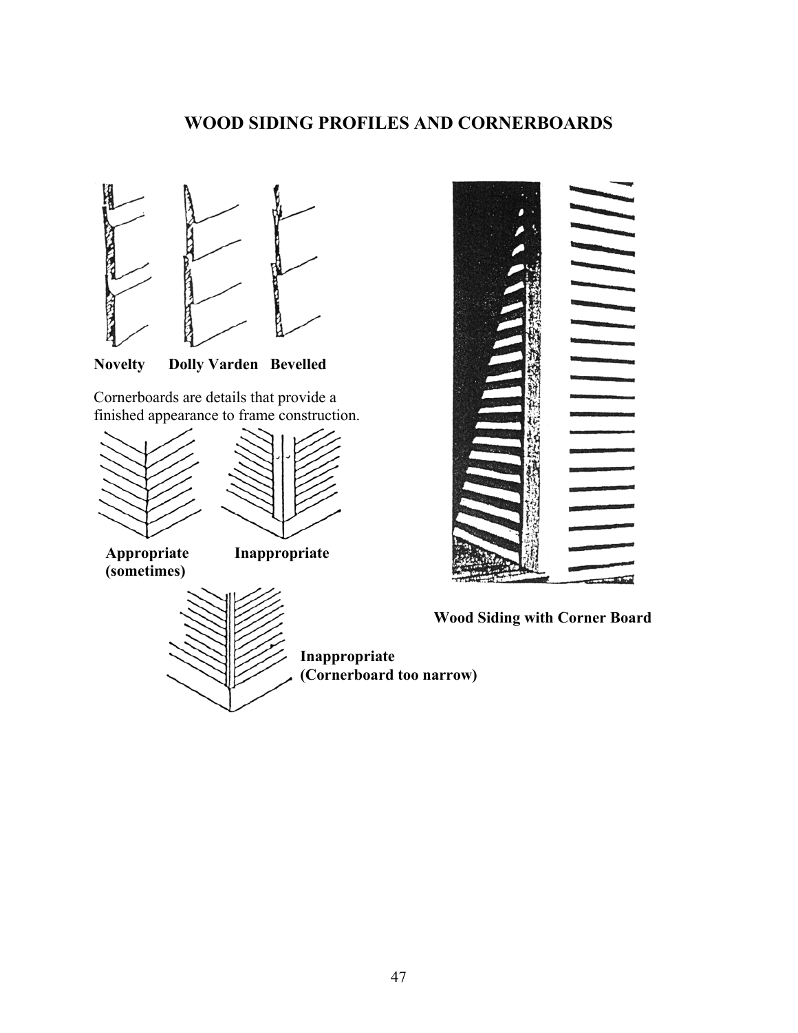# WOOD SIDING PROFILES AND CORNERBOARDS

**Novelty** **Dolly Varden** **Bevelled**

Cornerboards are details that provide a finished appearance to frame construction.

**Appropriate (sometimes)** **Inappropriate**

**Inappropriate (Cornerboard too narrow)**

**Wood Siding with Corner Board**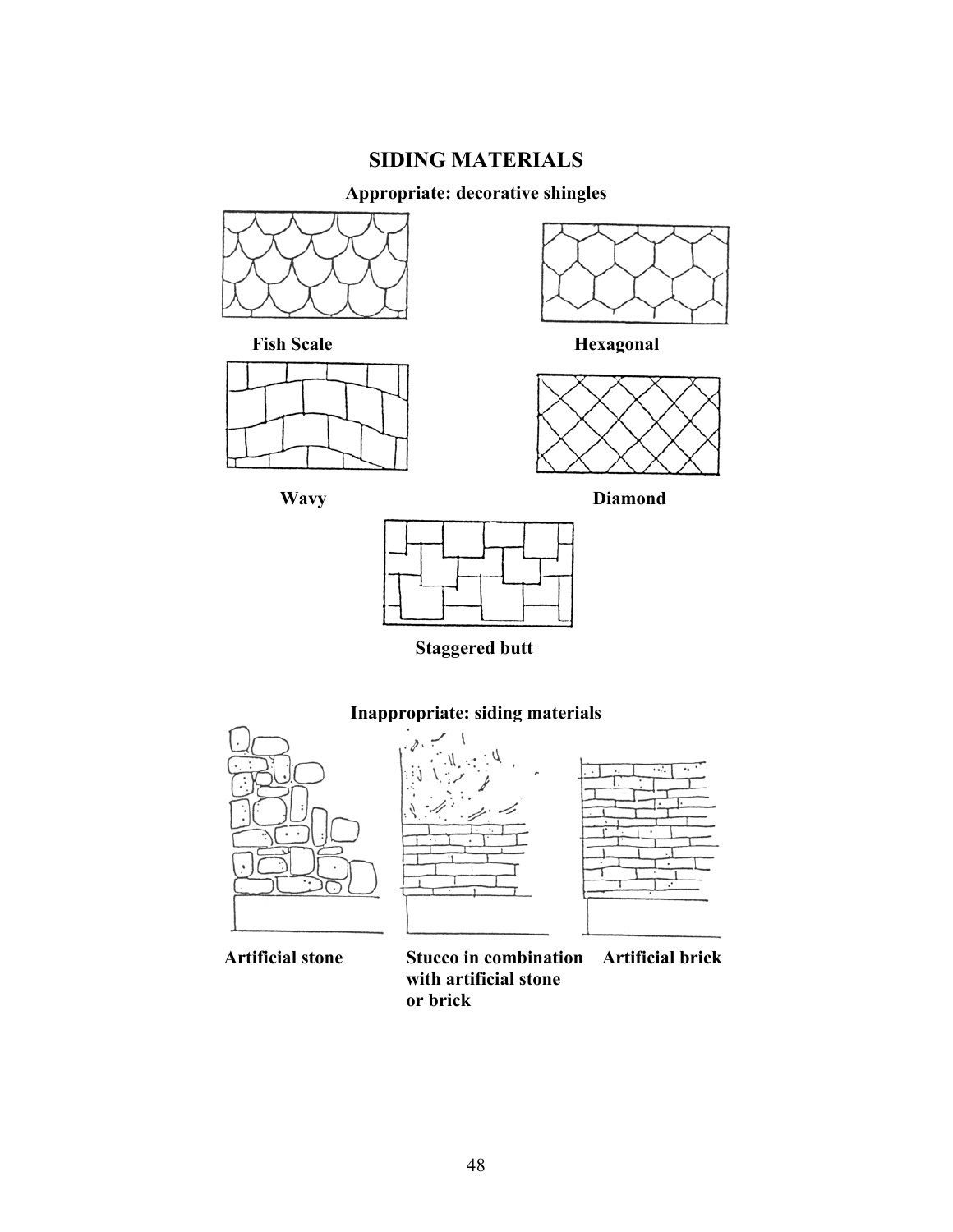# SIDING MATERIALS

**Appropriate: decorative shingles**

**Fish Scale**

**Hexagonal**

**Wavy**

**Diamond**

**Staggered butt**

**Inappropriate: siding materials**

**Artificial stone**

**Stucco in combination with artificial stone or brick**

**Artificial brick**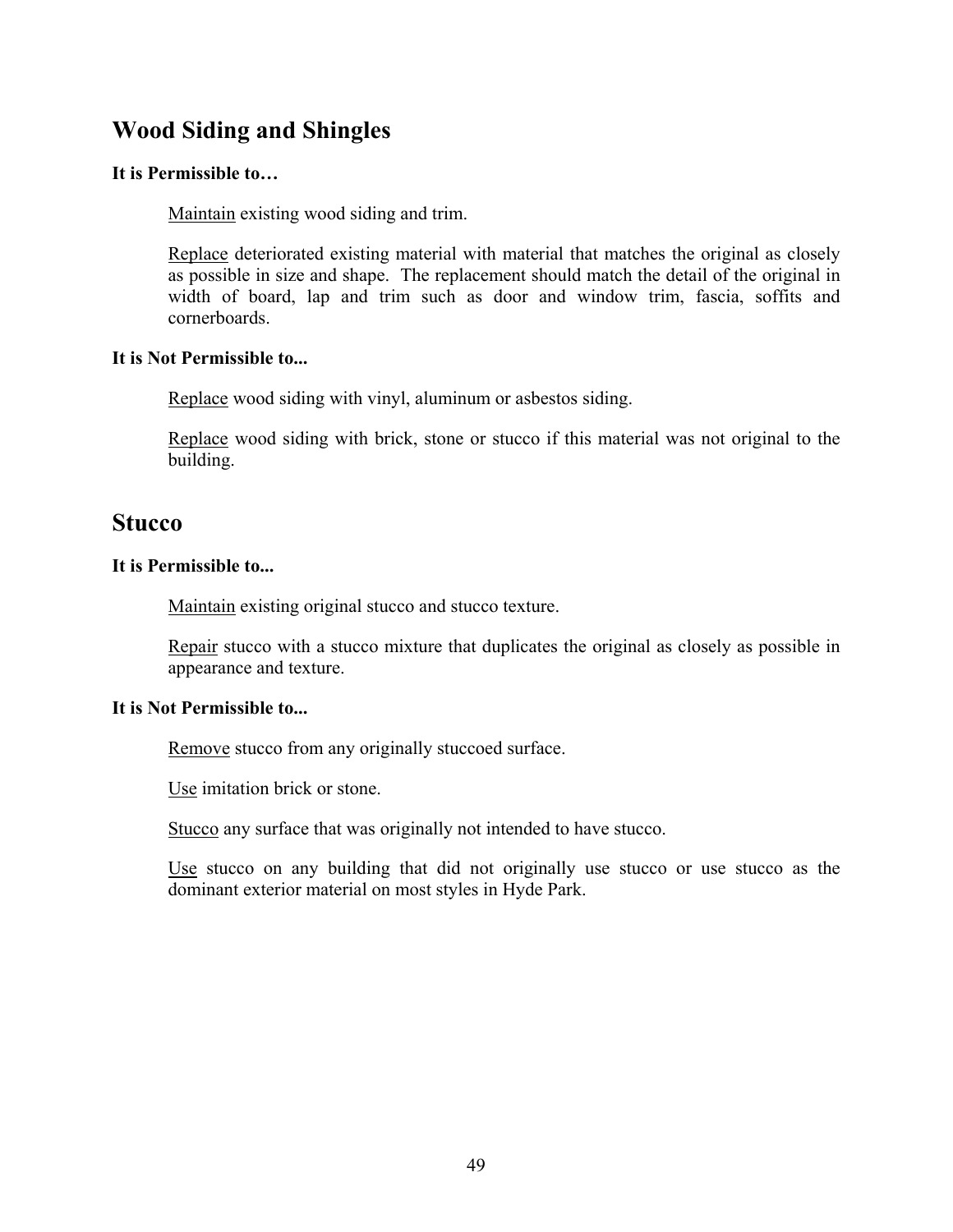## Wood Siding and Shingles

**It is Permissible to…**

Maintain existing wood siding and trim.

Replace deteriorated existing material with material that matches the original as closely as possible in size and shape. The replacement should match the detail of the original in width of board, lap and trim such as door and window trim, fascia, soffits and cornerboards.

**It is Not Permissible to...**

Replace wood siding with vinyl, aluminum or asbestos siding.

Replace wood siding with brick, stone or stucco if this material was not original to the building.

## Stucco

**It is Permissible to...**

Maintain existing original stucco and stucco texture.

Repair stucco with a stucco mixture that duplicates the original as closely as possible in appearance and texture.

**It is Not Permissible to...**

Remove stucco from any originally stuccoed surface.

Use imitation brick or stone.

Stucco any surface that was originally not intended to have stucco.

Use stucco on any building that did not originally use stucco or use stucco as the dominant exterior material on most styles in Hyde Park.